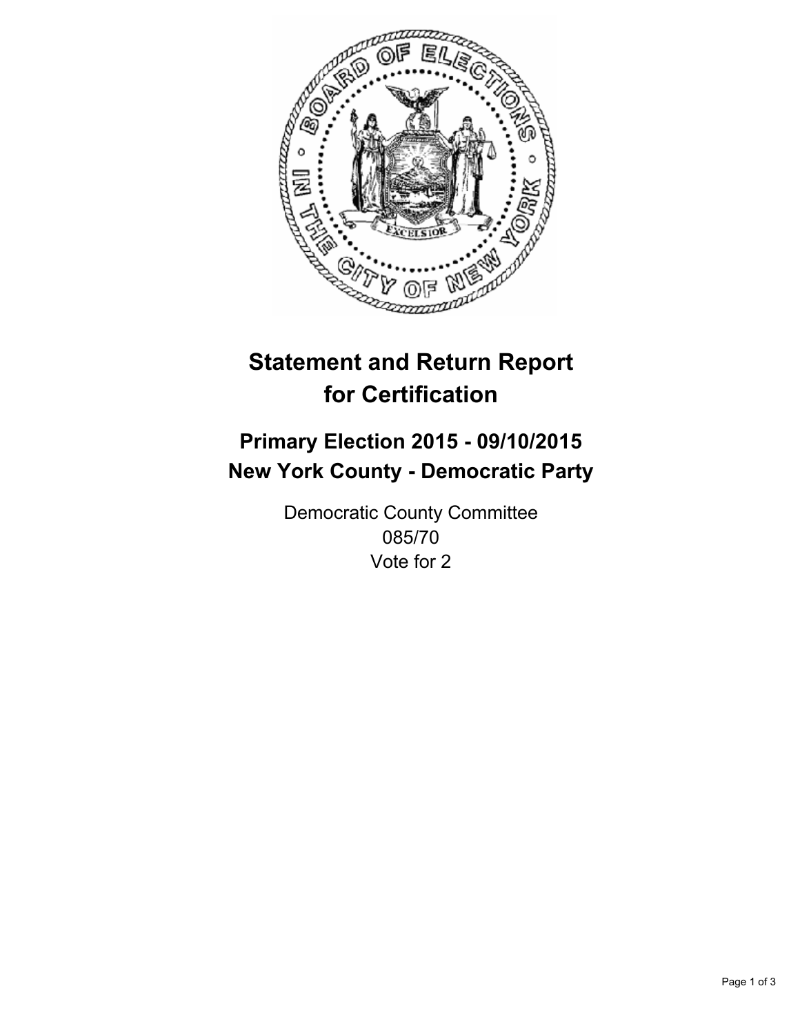# Statement and Return Report for Certification

## Primary Election 2015 - 09/10/2015
## New York County - Democratic Party

Democratic County Committee
085/70
Vote for 2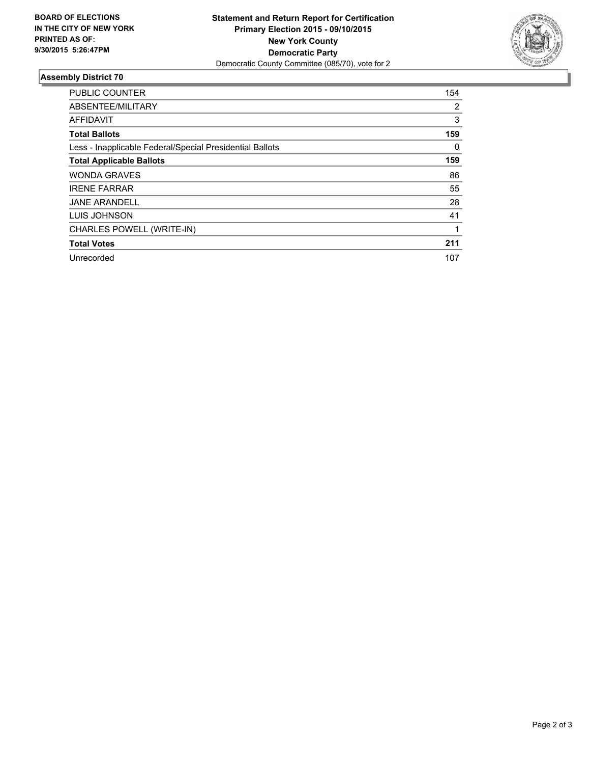**BOARD OF ELECTIONS IN THE CITY OF NEW YORK PRINTED AS OF: 9/30/2015 5:26:47PM**

**Statement and Return Report for Certification**
**Primary Election 2015 - 09/10/2015**
**New York County**
**Democratic Party**
Democratic County Committee (085/70), vote for 2

## Assembly District 70

| | |
|---|---|
| PUBLIC COUNTER | 154 |
| ABSENTEE/MILITARY | 2 |
| AFFIDAVIT | 3 |
| **Total Ballots** | **159** |
| Less - Inapplicable Federal/Special Presidential Ballots | 0 |
| **Total Applicable Ballots** | **159** |
| WONDA GRAVES | 86 |
| IRENE FARRAR | 55 |
| JANE ARANDELL | 28 |
| LUIS JOHNSON | 41 |
| CHARLES POWELL (WRITE-IN) | 1 |
| **Total Votes** | **211** |
| Unrecorded | 107 |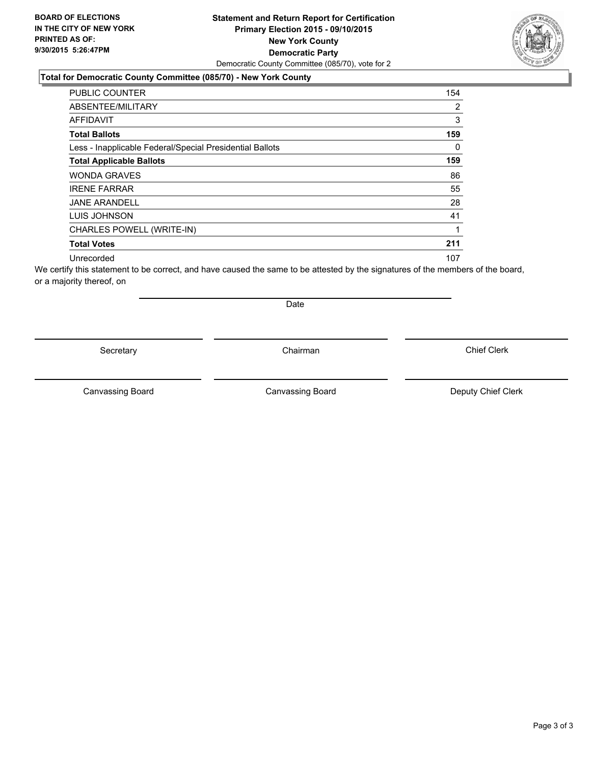**BOARD OF ELECTIONS IN THE CITY OF NEW YORK PRINTED AS OF: 9/30/2015 5:26:47PM**

**Statement and Return Report for Certification**
**Primary Election 2015 - 09/10/2015**
**New York County**
**Democratic Party**
Democratic County Committee (085/70), vote for 2

**Total for Democratic County Committee (085/70) - New York County**

| | |
|---|---|
| PUBLIC COUNTER | 154 |
| ABSENTEE/MILITARY | 2 |
| AFFIDAVIT | 3 |
| **Total Ballots** | **159** |
| Less - Inapplicable Federal/Special Presidential Ballots | 0 |
| **Total Applicable Ballots** | **159** |
| WONDA GRAVES | 86 |
| IRENE FARRAR | 55 |
| JANE ARANDELL | 28 |
| LUIS JOHNSON | 41 |
| CHARLES POWELL (WRITE-IN) | 1 |
| **Total Votes** | **211** |
| Unrecorded | 107 |

We certify this statement to be correct, and have caused the same to be attested by the signatures of the members of the board, or a majority thereof, on

Date

Secretary | Chairman | Chief Clerk

Canvassing Board | Canvassing Board | Deputy Chief Clerk